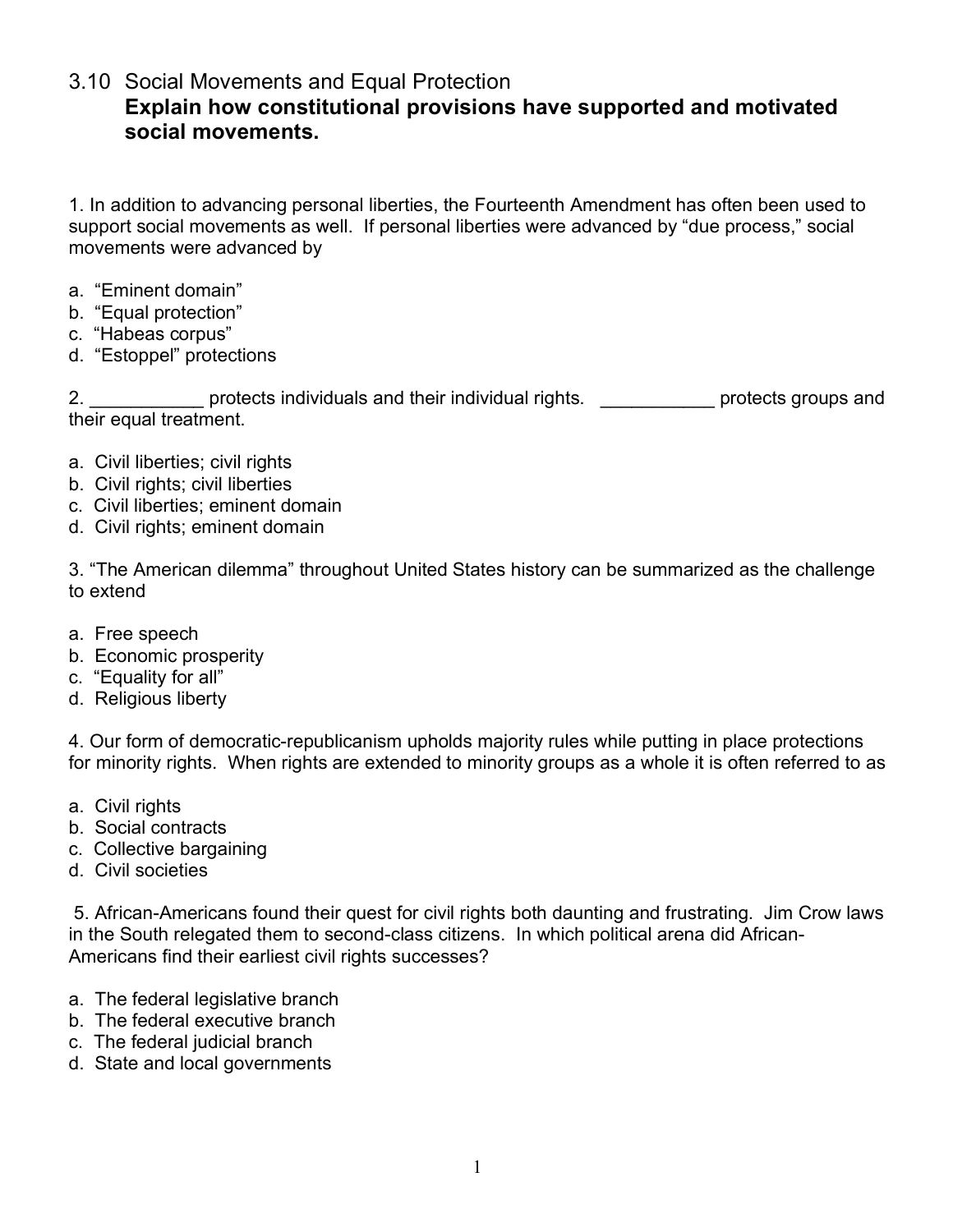# 3.10 Social Movements and Equal Protection

**Explain how constitutional provisions have supported and motivated social movements.**

1. In addition to advancing personal liberties, the Fourteenth Amendment has often been used to support social movements as well. If personal liberties were advanced by "due process," social movements were advanced by

a. "Eminent domain"
b. "Equal protection"
c. "Habeas corpus"
d. "Estoppel" protections

2. ___________ protects individuals and their individual rights. ___________ protects groups and their equal treatment.

a. Civil liberties; civil rights
b. Civil rights; civil liberties
c. Civil liberties; eminent domain
d. Civil rights; eminent domain

3. "The American dilemma" throughout United States history can be summarized as the challenge to extend

a. Free speech
b. Economic prosperity
c. "Equality for all"
d. Religious liberty

4. Our form of democratic-republicanism upholds majority rules while putting in place protections for minority rights. When rights are extended to minority groups as a whole it is often referred to as

a. Civil rights
b. Social contracts
c. Collective bargaining
d. Civil societies

5. African-Americans found their quest for civil rights both daunting and frustrating. Jim Crow laws in the South relegated them to second-class citizens. In which political arena did African-Americans find their earliest civil rights successes?

a. The federal legislative branch
b. The federal executive branch
c. The federal judicial branch
d. State and local governments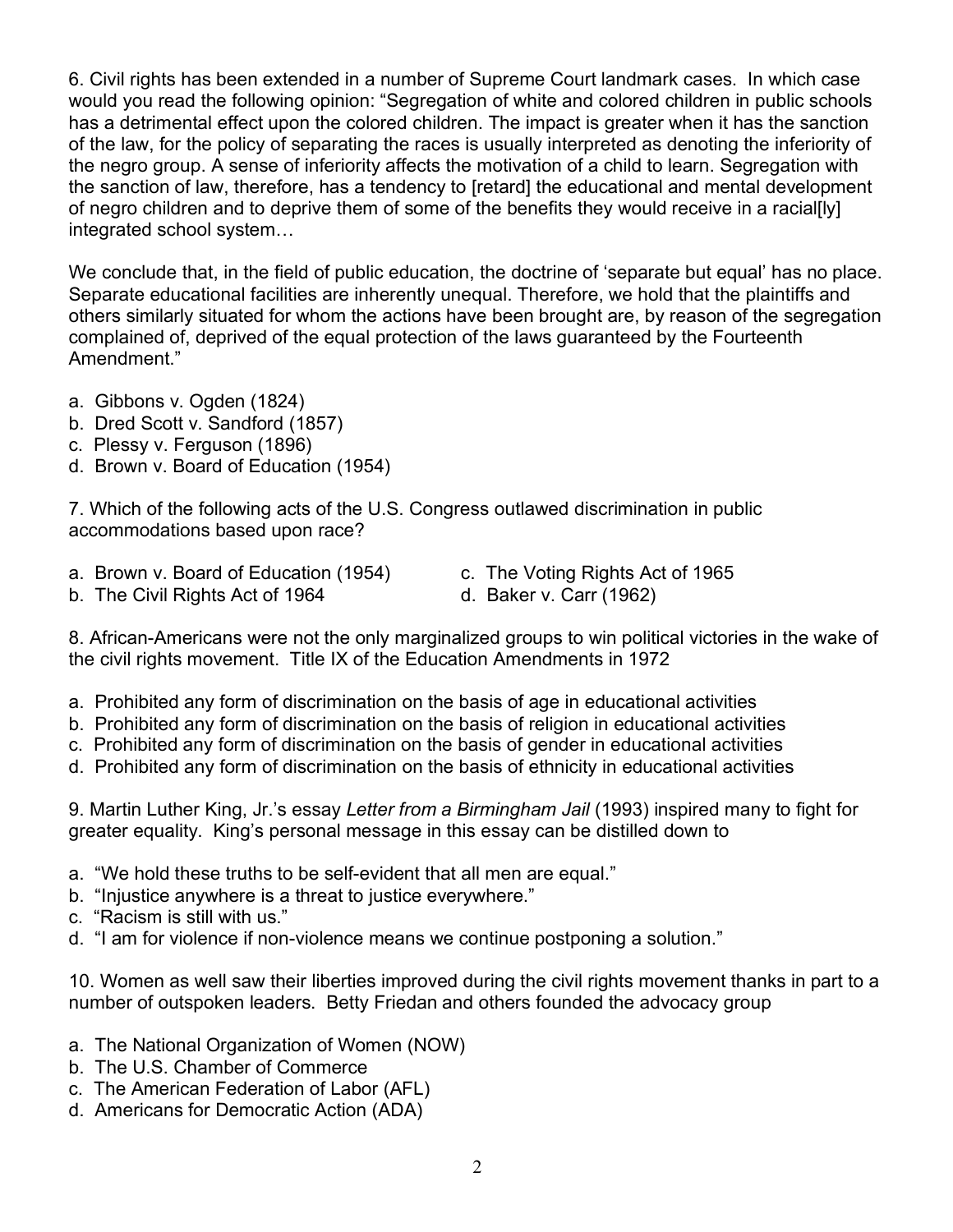6. Civil rights has been extended in a number of Supreme Court landmark cases. In which case would you read the following opinion: "Segregation of white and colored children in public schools has a detrimental effect upon the colored children. The impact is greater when it has the sanction of the law, for the policy of separating the races is usually interpreted as denoting the inferiority of the negro group. A sense of inferiority affects the motivation of a child to learn. Segregation with the sanction of law, therefore, has a tendency to [retard] the educational and mental development of negro children and to deprive them of some of the benefits they would receive in a racial[ly] integrated school system…

We conclude that, in the field of public education, the doctrine of 'separate but equal' has no place. Separate educational facilities are inherently unequal. Therefore, we hold that the plaintiffs and others similarly situated for whom the actions have been brought are, by reason of the segregation complained of, deprived of the equal protection of the laws guaranteed by the Fourteenth Amendment."

a. Gibbons v. Ogden (1824)
b. Dred Scott v. Sandford (1857)
c. Plessy v. Ferguson (1896)
d. Brown v. Board of Education (1954)

7. Which of the following acts of the U.S. Congress outlawed discrimination in public accommodations based upon race?

a. Brown v. Board of Education (1954)
b. The Civil Rights Act of 1964
c. The Voting Rights Act of 1965
d. Baker v. Carr (1962)

8. African-Americans were not the only marginalized groups to win political victories in the wake of the civil rights movement. Title IX of the Education Amendments in 1972

a. Prohibited any form of discrimination on the basis of age in educational activities
b. Prohibited any form of discrimination on the basis of religion in educational activities
c. Prohibited any form of discrimination on the basis of gender in educational activities
d. Prohibited any form of discrimination on the basis of ethnicity in educational activities

9. Martin Luther King, Jr.'s essay *Letter from a Birmingham Jail* (1993) inspired many to fight for greater equality. King's personal message in this essay can be distilled down to

a. "We hold these truths to be self-evident that all men are equal."
b. "Injustice anywhere is a threat to justice everywhere."
c. "Racism is still with us."
d. "I am for violence if non-violence means we continue postponing a solution."

10. Women as well saw their liberties improved during the civil rights movement thanks in part to a number of outspoken leaders. Betty Friedan and others founded the advocacy group

a. The National Organization of Women (NOW)
b. The U.S. Chamber of Commerce
c. The American Federation of Labor (AFL)
d. Americans for Democratic Action (ADA)